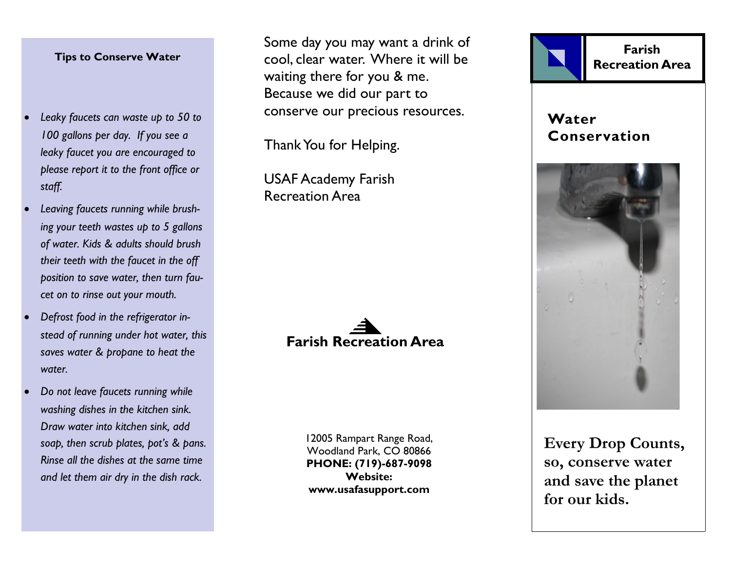## Tips to Conserve Water

- *Leaky faucets can waste up to 50 to 100 gallons per day. If you see a leaky faucet you are encouraged to please report it to the front office or staff.*
- *Leaving faucets running while brushing your teeth wastes up to 5 gallons of water. Kids & adults should brush their teeth with the faucet in the off position to save water, then turn faucet on to rinse out your mouth.*
- *Defrost food in the refrigerator instead of running under hot water, this saves water & propane to heat the water.*
- *Do not leave faucets running while washing dishes in the kitchen sink. Draw water into kitchen sink, add soap, then scrub plates, pot's & pans. Rinse all the dishes at the same time and let them air dry in the dish rack.*

Some day you may want a drink of cool, clear water. Where it will be waiting there for you & me. Because we did our part to conserve our precious resources.

Thank You for Helping.

USAF Academy Farish Recreation Area

**Farish Recreation Area**

12005 Rampart Range Road,
Woodland Park, CO 80866
**PHONE: (719)-687-9098**
**Website:**
**www.usafasupport.com**

**Farish Recreation Area**

# Water Conservation

**Every Drop Counts, so, conserve water and save the planet for our kids.**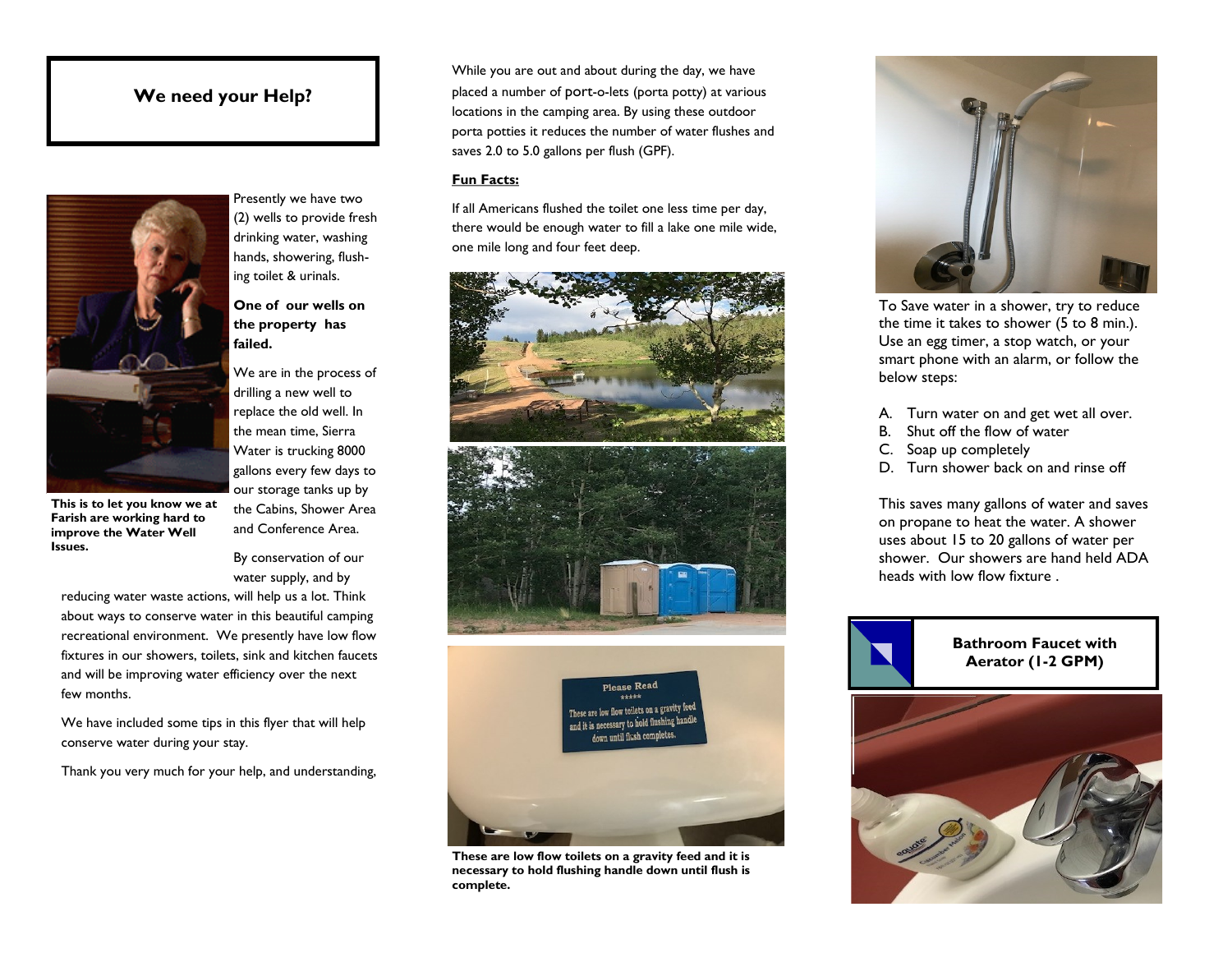## We need your Help?

Presently we have two (2) wells to provide fresh drinking water, washing hands, showering, flushing toilet & urinals.

**One of our wells on the property has failed.**

We are in the process of drilling a new well to replace the old well. In the mean time, Sierra Water is trucking 8000 gallons every few days to our storage tanks up by the Cabins, Shower Area and Conference Area.

**This is to let you know we at Farish are working hard to improve the Water Well Issues.**

By conservation of our water supply, and by reducing water waste actions, will help us a lot. Think about ways to conserve water in this beautiful camping recreational environment. We presently have low flow fixtures in our showers, toilets, sink and kitchen faucets and will be improving water efficiency over the next few months.

We have included some tips in this flyer that will help conserve water during your stay.

Thank you very much for your help, and understanding,

While you are out and about during the day, we have placed a number of port-o-lets (porta potty) at various locations in the camping area. By using these outdoor porta potties it reduces the number of water flushes and saves 2.0 to 5.0 gallons per flush (GPF).

**Fun Facts:**

If all Americans flushed the toilet one less time per day, there would be enough water to fill a lake one mile wide, one mile long and four feet deep.

Please Read
\*\*\*\*\*
These are low flow toilets on a gravity feed and it is necessary to hold flushing handle down until flush completes.

**These are low flow toilets on a gravity feed and it is necessary to hold flushing handle down until flush is complete.**

To Save water in a shower, try to reduce the time it takes to shower (5 to 8 min.). Use an egg timer, a stop watch, or your smart phone with an alarm, or follow the below steps:

A. Turn water on and get wet all over.
B. Shut off the flow of water
C. Soap up completely
D. Turn shower back on and rinse off

This saves many gallons of water and saves on propane to heat the water. A shower uses about 15 to 20 gallons of water per shower. Our showers are hand held ADA heads with low flow fixture .

**Bathroom Faucet with Aerator (1-2 GPM)**